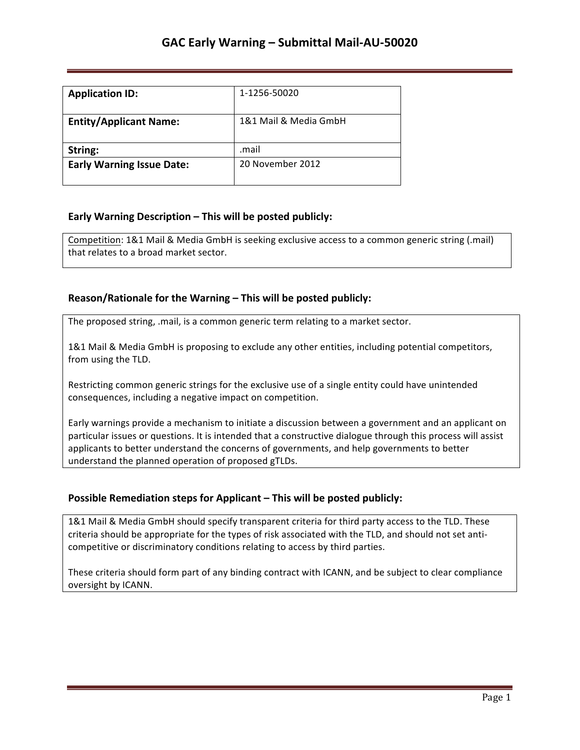# GAC Early Warning – Submittal Mail-AU-50020

| **Application ID:** | 1-1256-50020 |
|---|---|
| **Entity/Applicant Name:** | 1&1 Mail & Media GmbH |
| **String:** | .mail |
| **Early Warning Issue Date:** | 20 November 2012 |

### Early Warning Description – This will be posted publicly:

Competition: 1&1 Mail & Media GmbH is seeking exclusive access to a common generic string (.mail) that relates to a broad market sector.

### Reason/Rationale for the Warning – This will be posted publicly:

The proposed string, .mail, is a common generic term relating to a market sector.

1&1 Mail & Media GmbH is proposing to exclude any other entities, including potential competitors, from using the TLD.

Restricting common generic strings for the exclusive use of a single entity could have unintended consequences, including a negative impact on competition.

Early warnings provide a mechanism to initiate a discussion between a government and an applicant on particular issues or questions. It is intended that a constructive dialogue through this process will assist applicants to better understand the concerns of governments, and help governments to better understand the planned operation of proposed gTLDs.

### Possible Remediation steps for Applicant – This will be posted publicly:

1&1 Mail & Media GmbH should specify transparent criteria for third party access to the TLD. These criteria should be appropriate for the types of risk associated with the TLD, and should not set anti-competitive or discriminatory conditions relating to access by third parties.

These criteria should form part of any binding contract with ICANN, and be subject to clear compliance oversight by ICANN.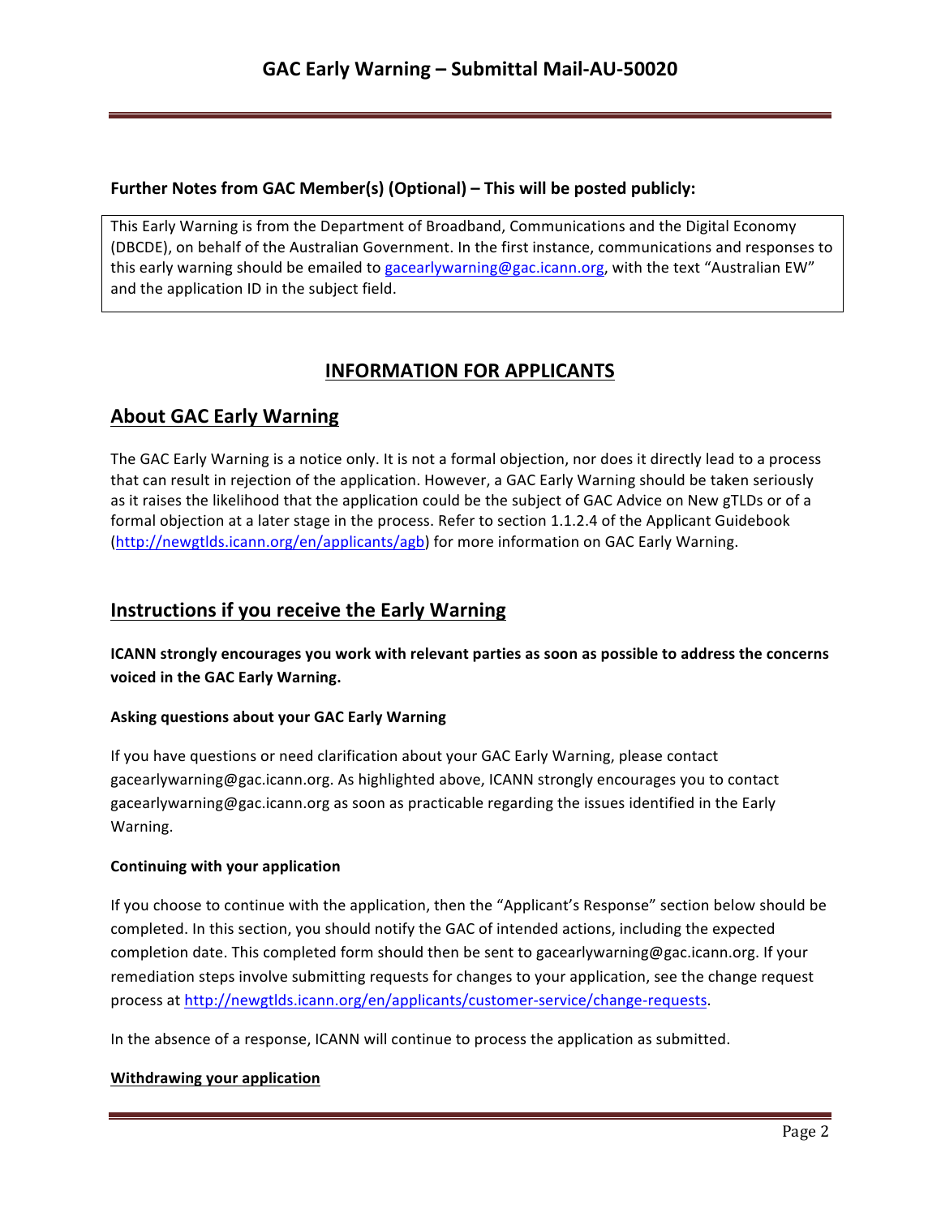**Further Notes from GAC Member(s) (Optional) – This will be posted publicly:**

This Early Warning is from the Department of Broadband, Communications and the Digital Economy (DBCDE), on behalf of the Australian Government. In the first instance, communications and responses to this early warning should be emailed to gacearlywarning@gac.icann.org, with the text "Australian EW" and the application ID in the subject field.

## INFORMATION FOR APPLICANTS

## About GAC Early Warning

The GAC Early Warning is a notice only. It is not a formal objection, nor does it directly lead to a process that can result in rejection of the application. However, a GAC Early Warning should be taken seriously as it raises the likelihood that the application could be the subject of GAC Advice on New gTLDs or of a formal objection at a later stage in the process. Refer to section 1.1.2.4 of the Applicant Guidebook (http://newgtlds.icann.org/en/applicants/agb) for more information on GAC Early Warning.

## Instructions if you receive the Early Warning

**ICANN strongly encourages you work with relevant parties as soon as possible to address the concerns voiced in the GAC Early Warning.**

### Asking questions about your GAC Early Warning

If you have questions or need clarification about your GAC Early Warning, please contact gacearlywarning@gac.icann.org. As highlighted above, ICANN strongly encourages you to contact gacearlywarning@gac.icann.org as soon as practicable regarding the issues identified in the Early Warning.

### Continuing with your application

If you choose to continue with the application, then the "Applicant's Response" section below should be completed. In this section, you should notify the GAC of intended actions, including the expected completion date. This completed form should then be sent to gacearlywarning@gac.icann.org. If your remediation steps involve submitting requests for changes to your application, see the change request process at http://newgtlds.icann.org/en/applicants/customer-service/change-requests.

In the absence of a response, ICANN will continue to process the application as submitted.

### Withdrawing your application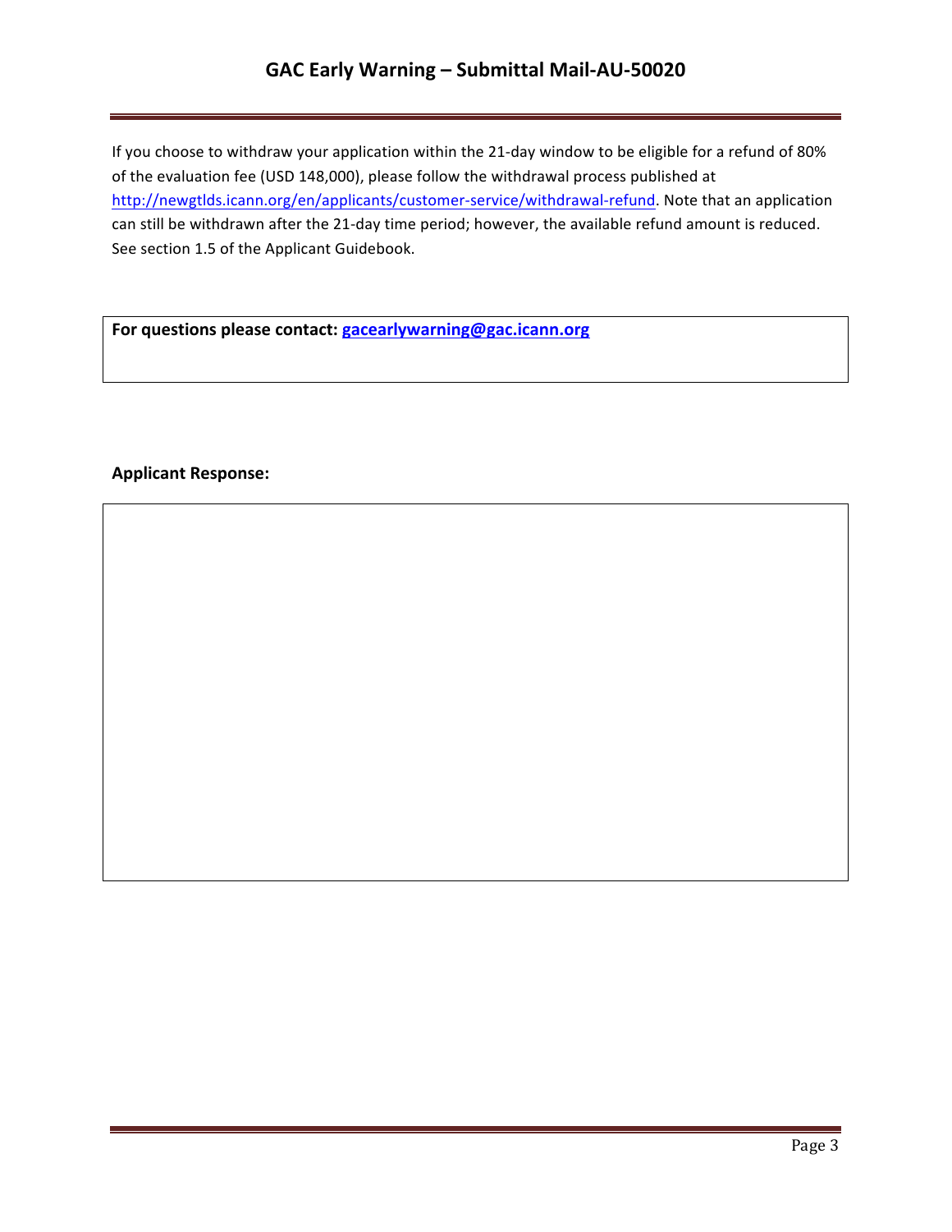If you choose to withdraw your application within the 21-day window to be eligible for a refund of 80% of the evaluation fee (USD 148,000), please follow the withdrawal process published at http://newgtlds.icann.org/en/applicants/customer-service/withdrawal-refund. Note that an application can still be withdrawn after the 21-day time period; however, the available refund amount is reduced. See section 1.5 of the Applicant Guidebook.

**For questions please contact: gacearlywarning@gac.icann.org**

**Applicant Response:**